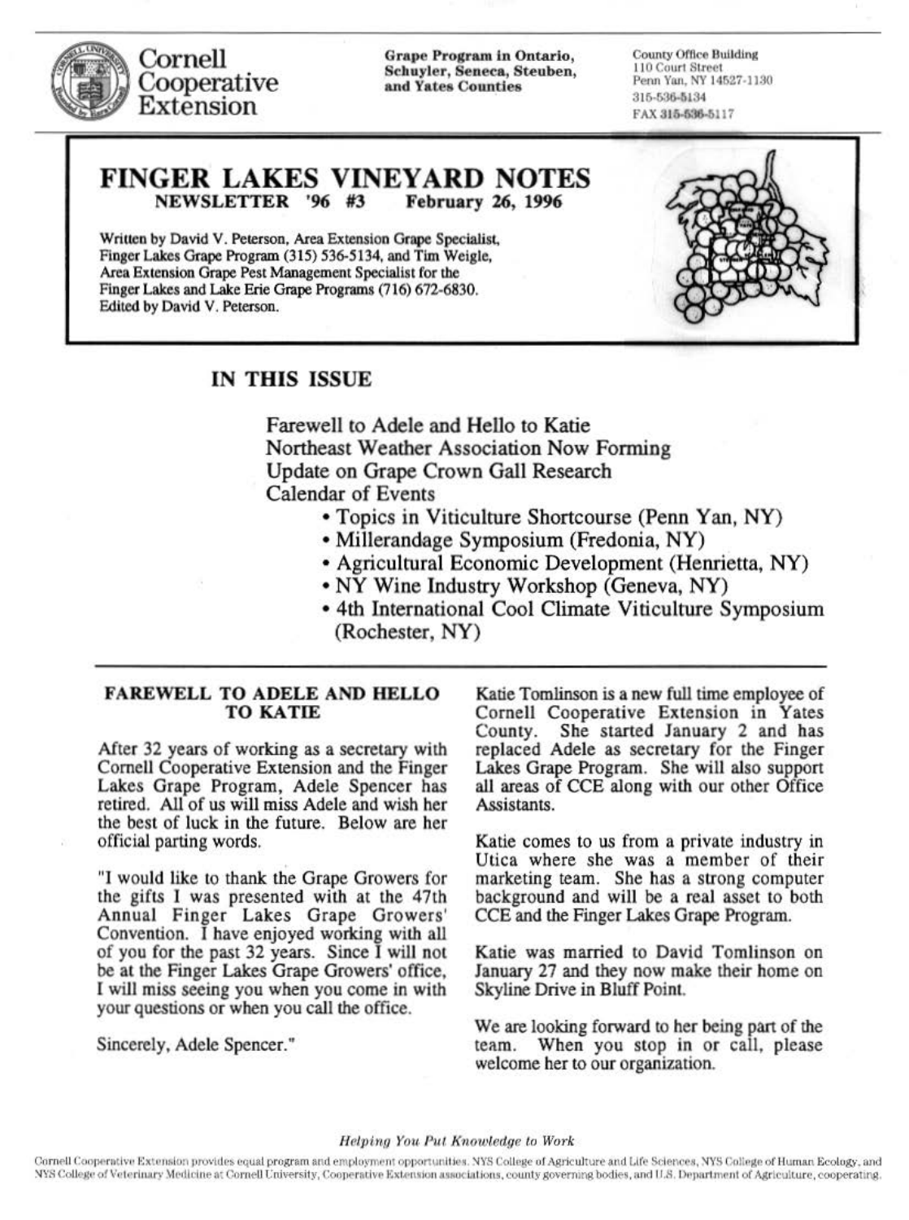Cornell Cooperative Extension

**Grape Program in Ontario, Schuyler, Seneca, Steuben, and Yates Counties**

County Office Building
110 Court Street
Penn Yan, NY 14527-1130
315-536-5134
FAX 315-536-5117

# FINGER LAKES VINEYARD NOTES

**NEWSLETTER '96 #3 February 26, 1996**

Written by David V. Peterson, Area Extension Grape Specialist, Finger Lakes Grape Program (315) 536-5134, and Tim Weigle, Area Extension Grape Pest Management Specialist for the Finger Lakes and Lake Erie Grape Programs (716) 672-6830. Edited by David V. Peterson.

## IN THIS ISSUE

Farewell to Adele and Hello to Katie
Northeast Weather Association Now Forming
Update on Grape Crown Gall Research
Calendar of Events

- Topics in Viticulture Shortcourse (Penn Yan, NY)
- Millerandage Symposium (Fredonia, NY)
- Agricultural Economic Development (Henrietta, NY)
- NY Wine Industry Workshop (Geneva, NY)
- 4th International Cool Climate Viticulture Symposium (Rochester, NY)

### FAREWELL TO ADELE AND HELLO TO KATIE

After 32 years of working as a secretary with Cornell Cooperative Extension and the Finger Lakes Grape Program, Adele Spencer has retired. All of us will miss Adele and wish her the best of luck in the future. Below are her official parting words.

"I would like to thank the Grape Growers for the gifts I was presented with at the 47th Annual Finger Lakes Grape Growers' Convention. I have enjoyed working with all of you for the past 32 years. Since I will not be at the Finger Lakes Grape Growers' office, I will miss seeing you when you come in with your questions or when you call the office.

Sincerely, Adele Spencer."

Katie Tomlinson is a new full time employee of Cornell Cooperative Extension in Yates County. She started January 2 and has replaced Adele as secretary for the Finger Lakes Grape Program. She will also support all areas of CCE along with our other Office Assistants.

Katie comes to us from a private industry in Utica where she was a member of their marketing team. She has a strong computer background and will be a real asset to both CCE and the Finger Lakes Grape Program.

Katie was married to David Tomlinson on January 27 and they now make their home on Skyline Drive in Bluff Point.

We are looking forward to her being part of the team. When you stop in or call, please welcome her to our organization.

*Helping You Put Knowledge to Work*

Cornell Cooperative Extension provides equal program and employment opportunities. NYS College of Agriculture and Life Sciences, NYS College of Human Ecology, and NYS College of Veterinary Medicine at Cornell University, Cooperative Extension associations, county governing bodies, and U.S. Department of Agriculture, cooperating.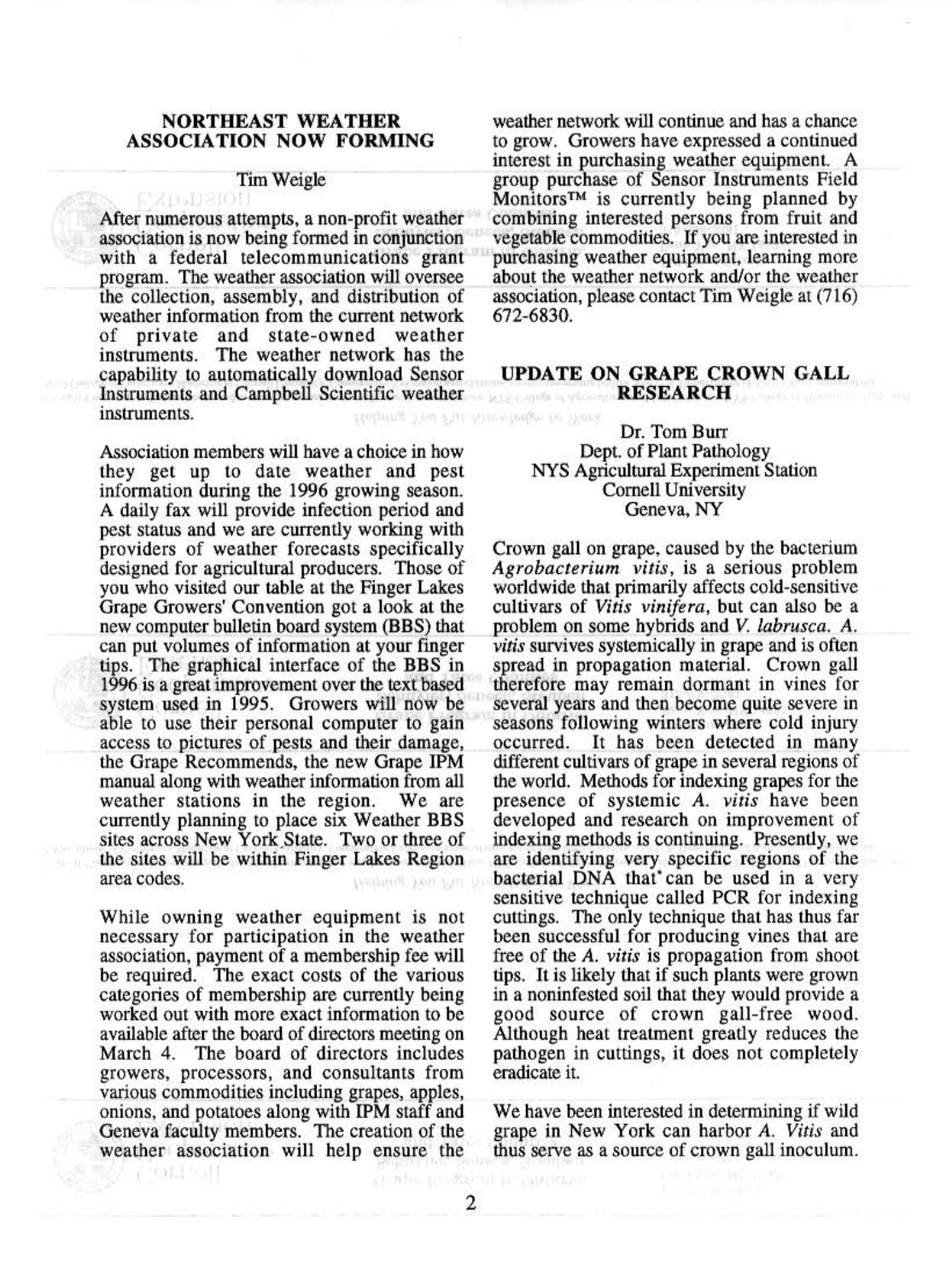## NORTHEAST WEATHER ASSOCIATION NOW FORMING

Tim Weigle

After numerous attempts, a non-profit weather association is now being formed in conjunction with a federal telecommunications grant program. The weather association will oversee the collection, assembly, and distribution of weather information from the current network of private and state-owned weather instruments. The weather network has the capability to automatically download Sensor Instruments and Campbell Scientific weather instruments.

Association members will have a choice in how they get up to date weather and pest information during the 1996 growing season. A daily fax will provide infection period and pest status and we are currently working with providers of weather forecasts specifically designed for agricultural producers. Those of you who visited our table at the Finger Lakes Grape Growers' Convention got a look at the new computer bulletin board system (BBS) that can put volumes of information at your finger tips. The graphical interface of the BBS in 1996 is a great improvement over the text based system used in 1995. Growers will now be able to use their personal computer to gain access to pictures of pests and their damage, the Grape Recommends, the new Grape IPM manual along with weather information from all weather stations in the region. We are currently planning to place six Weather BBS sites across New York State. Two or three of the sites will be within Finger Lakes Region area codes.

While owning weather equipment is not necessary for participation in the weather association, payment of a membership fee will be required. The exact costs of the various categories of membership are currently being worked out with more exact information to be available after the board of directors meeting on March 4. The board of directors includes growers, processors, and consultants from various commodities including grapes, apples, onions, and potatoes along with IPM staff and Geneva faculty members. The creation of the weather association will help ensure the weather network will continue and has a chance to grow. Growers have expressed a continued interest in purchasing weather equipment. A group purchase of Sensor Instruments Field Monitors™ is currently being planned by combining interested persons from fruit and vegetable commodities. If you are interested in purchasing weather equipment, learning more about the weather network and/or the weather association, please contact Tim Weigle at (716) 672-6830.

## UPDATE ON GRAPE CROWN GALL RESEARCH

Dr. Tom Burr
Dept. of Plant Pathology
NYS Agricultural Experiment Station
Cornell University
Geneva, NY

Crown gall on grape, caused by the bacterium *Agrobacterium vitis*, is a serious problem worldwide that primarily affects cold-sensitive cultivars of *Vitis vinifera*, but can also be a problem on some hybrids and *V. labrusca*. *A. vitis* survives systemically in grape and is often spread in propagation material. Crown gall therefore may remain dormant in vines for several years and then become quite severe in seasons following winters where cold injury occurred. It has been detected in many different cultivars of grape in several regions of the world. Methods for indexing grapes for the presence of systemic *A. vitis* have been developed and research on improvement of indexing methods is continuing. Presently, we are identifying very specific regions of the bacterial DNA that can be used in a very sensitive technique called PCR for indexing cuttings. The only technique that has thus far been successful for producing vines that are free of the *A. vitis* is propagation from shoot tips. It is likely that if such plants were grown in a noninfested soil that they would provide a good source of crown gall-free wood. Although heat treatment greatly reduces the pathogen in cuttings, it does not completely eradicate it.

We have been interested in determining if wild grape in New York can harbor *A. Vitis* and thus serve as a source of crown gall inoculum.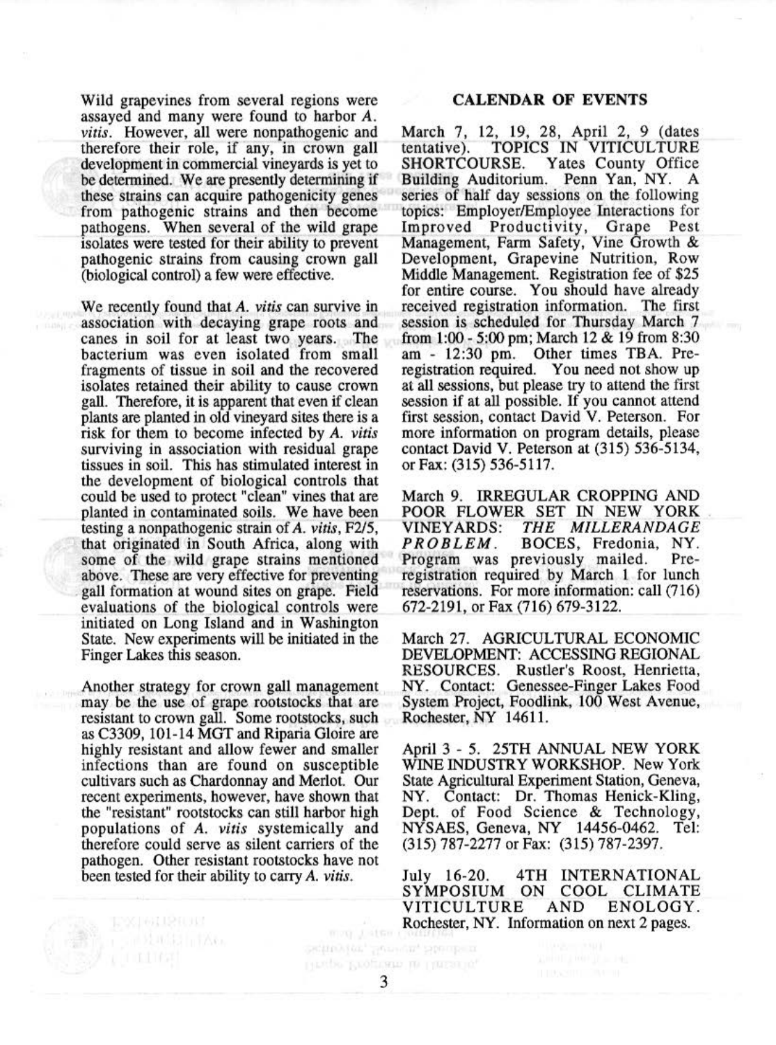Wild grapevines from several regions were assayed and many were found to harbor *A. vitis*. However, all were nonpathogenic and therefore their role, if any, in crown gall development in commercial vineyards is yet to be determined. We are presently determining if these strains can acquire pathogenicity genes from pathogenic strains and then become pathogens. When several of the wild grape isolates were tested for their ability to prevent pathogenic strains from causing crown gall (biological control) a few were effective.

We recently found that *A. vitis* can survive in association with decaying grape roots and canes in soil for at least two years. The bacterium was even isolated from small fragments of tissue in soil and the recovered isolates retained their ability to cause crown gall. Therefore, it is apparent that even if clean plants are planted in old vineyard sites there is a risk for them to become infected by *A. vitis* surviving in association with residual grape tissues in soil. This has stimulated interest in the development of biological controls that could be used to protect "clean" vines that are planted in contaminated soils. We have been testing a nonpathogenic strain of *A. vitis*, F2/5, that originated in South Africa, along with some of the wild grape strains mentioned above. These are very effective for preventing gall formation at wound sites on grape. Field evaluations of the biological controls were initiated on Long Island and in Washington State. New experiments will be initiated in the Finger Lakes this season.

Another strategy for crown gall management may be the use of grape rootstocks that are resistant to crown gall. Some rootstocks, such as C3309, 101-14 MGT and Riparia Gloire are highly resistant and allow fewer and smaller infections than are found on susceptible cultivars such as Chardonnay and Merlot. Our recent experiments, however, have shown that the "resistant" rootstocks can still harbor high populations of *A. vitis* systemically and therefore could serve as silent carriers of the pathogen. Other resistant rootstocks have not been tested for their ability to carry *A. vitis*.

## CALENDAR OF EVENTS

March 7, 12, 19, 28, April 2, 9 (dates tentative). TOPICS IN VITICULTURE SHORTCOURSE. Yates County Office Building Auditorium. Penn Yan, NY. A series of half day sessions on the following topics: Employer/Employee Interactions for Improved Productivity, Grape Pest Management, Farm Safety, Vine Growth & Development, Grapevine Nutrition, Row Middle Management. Registration fee of $25 for entire course. You should have already received registration information. The first session is scheduled for Thursday March 7 from 1:00 - 5:00 pm; March 12 & 19 from 8:30 am - 12:30 pm. Other times TBA. Pre-registration required. You need not show up at all sessions, but please try to attend the first session if at all possible. If you cannot attend first session, contact David V. Peterson. For more information on program details, please contact David V. Peterson at (315) 536-5134, or Fax: (315) 536-5117.

March 9. IRREGULAR CROPPING AND POOR FLOWER SET IN NEW YORK VINEYARDS: *THE MILLERANDAGE PROBLEM*. BOCES, Fredonia, NY. Program was previously mailed. Pre-registration required by March 1 for lunch reservations. For more information: call (716) 672-2191, or Fax (716) 679-3122.

March 27. AGRICULTURAL ECONOMIC DEVELOPMENT: ACCESSING REGIONAL RESOURCES. Rustler's Roost, Henrietta, NY. Contact: Genessee-Finger Lakes Food System Project, Foodlink, 100 West Avenue, Rochester, NY 14611.

April 3 - 5. 25TH ANNUAL NEW YORK WINE INDUSTRY WORKSHOP. New York State Agricultural Experiment Station, Geneva, NY. Contact: Dr. Thomas Henick-Kling, Dept. of Food Science & Technology, NYSAES, Geneva, NY 14456-0462. Tel: (315) 787-2277 or Fax: (315) 787-2397.

July 16-20. 4TH INTERNATIONAL SYMPOSIUM ON COOL CLIMATE VITICULTURE AND ENOLOGY. Rochester, NY. Information on next 2 pages.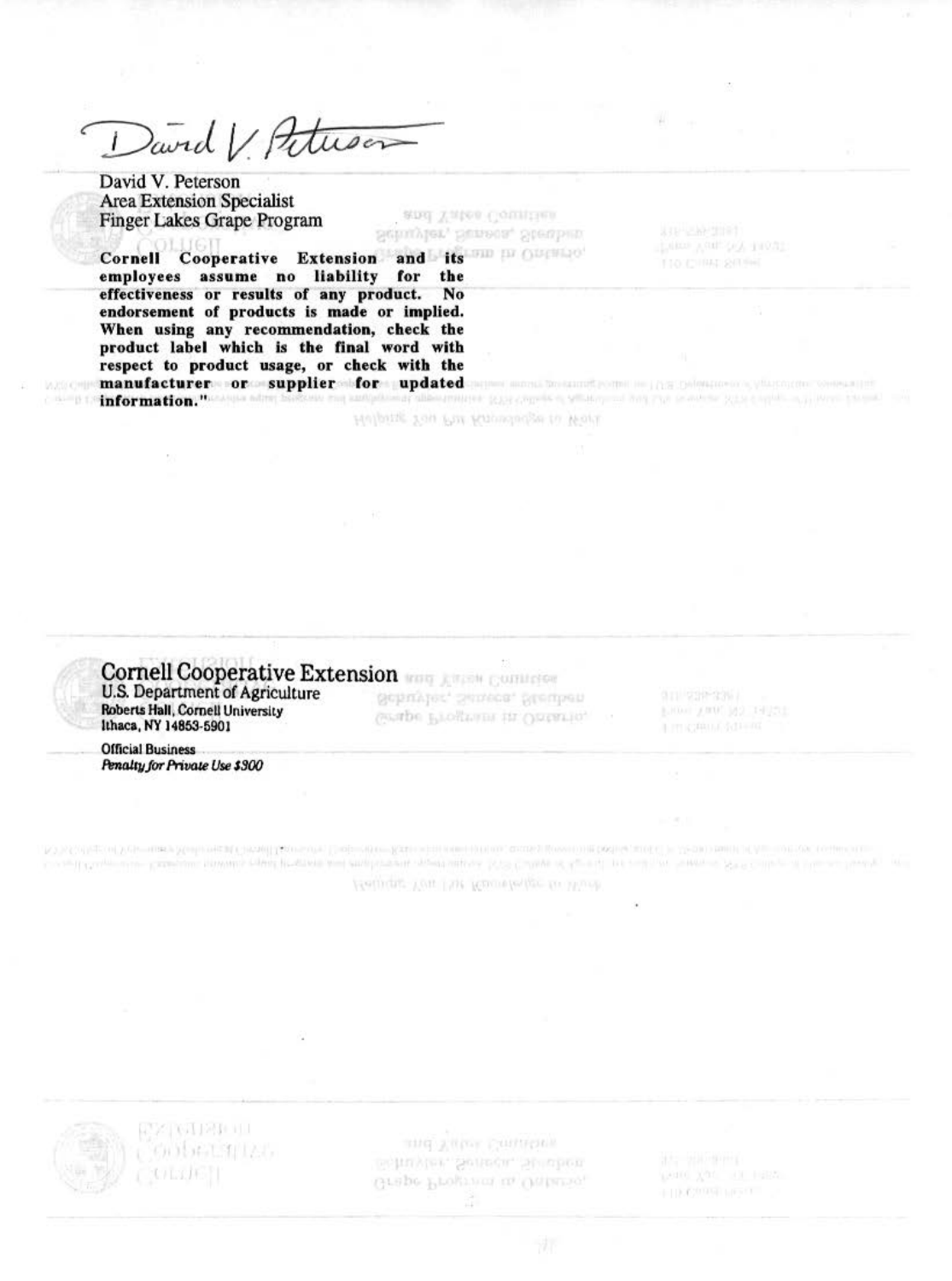David V. Peterson

David V. Peterson
Area Extension Specialist
Finger Lakes Grape Program

**Cornell Cooperative Extension and its employees assume no liability for the effectiveness or results of any product. No endorsement of products is made or implied. When using any recommendation, check the product label which is the final word with respect to product usage, or check with the manufacturer or supplier for updated information."**

Cornell Cooperative Extension
U.S. Department of Agriculture
Roberts Hall, Cornell University
Ithaca, NY 14853-5901

Official Business
*Penalty for Private Use $300*